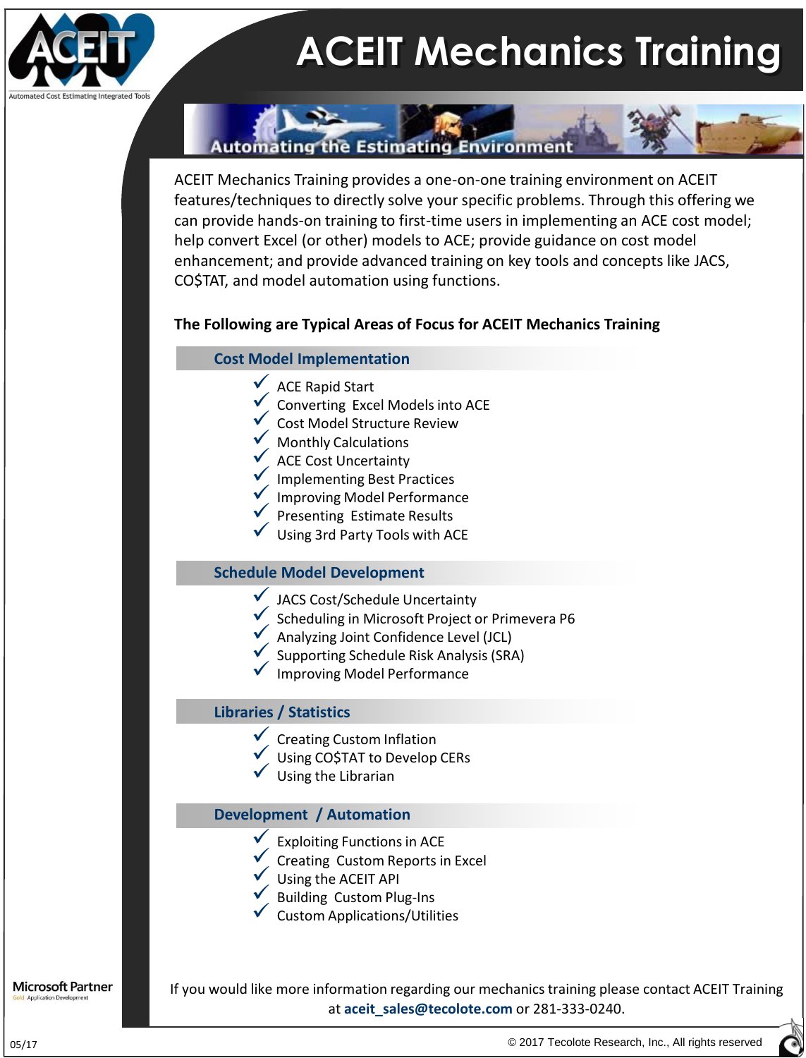# ACEIT Mechanics Training

Automated Cost Estimating Integrated Tools

Automating the Estimating Environment

ACEIT Mechanics Training provides a one-on-one training environment on ACEIT features/techniques to directly solve your specific problems. Through this offering we can provide hands-on training to first-time users in implementing an ACE cost model; help convert Excel (or other) models to ACE; provide guidance on cost model enhancement; and provide advanced training on key tools and concepts like JACS, CO$TAT, and model automation using functions.

**The Following are Typical Areas of Focus for ACEIT Mechanics Training**

## Cost Model Implementation

- ✓ ACE Rapid Start
- ✓ Converting Excel Models into ACE
- ✓ Cost Model Structure Review
- ✓ Monthly Calculations
- ✓ ACE Cost Uncertainty
- ✓ Implementing Best Practices
- ✓ Improving Model Performance
- ✓ Presenting Estimate Results
- ✓ Using 3rd Party Tools with ACE

## Schedule Model Development

- ✓ JACS Cost/Schedule Uncertainty
- ✓ Scheduling in Microsoft Project or Primevera P6
- ✓ Analyzing Joint Confidence Level (JCL)
- ✓ Supporting Schedule Risk Analysis (SRA)
- ✓ Improving Model Performance

## Libraries / Statistics

- ✓ Creating Custom Inflation
- ✓ Using CO$TAT to Develop CERs
- ✓ Using the Librarian

## Development / Automation

- ✓ Exploiting Functions in ACE
- ✓ Creating Custom Reports in Excel
- ✓ Using the ACEIT API
- ✓ Building Custom Plug-Ins
- ✓ Custom Applications/Utilities

Microsoft Partner
Gold Application Development

If you would like more information regarding our mechanics training please contact ACEIT Training at **aceit_sales@tecolote.com** or 281-333-0240.

05/17

© 2017 Tecolote Research, Inc., All rights reserved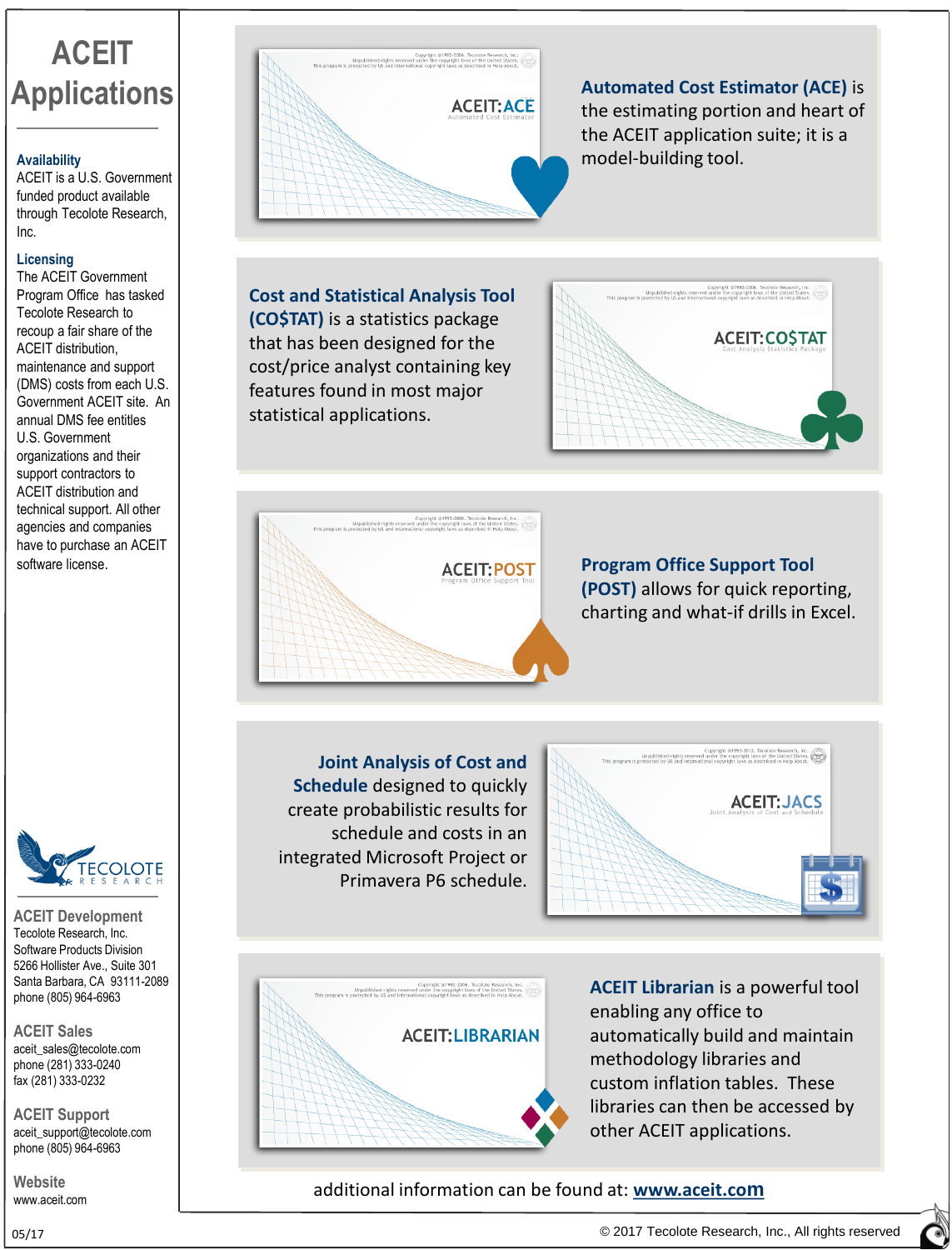# ACEIT Applications

### Availability

ACEIT is a U.S. Government funded product available through Tecolote Research, Inc.

### Licensing

The ACEIT Government Program Office has tasked Tecolote Research to recoup a fair share of the ACEIT distribution, maintenance and support (DMS) costs from each U.S. Government ACEIT site. An annual DMS fee entitles U.S. Government organizations and their support contractors to ACEIT distribution and technical support. All other agencies and companies have to purchase an ACEIT software license.

**Automated Cost Estimator (ACE)** is the estimating portion and heart of the ACEIT application suite; it is a model-building tool.

**Cost and Statistical Analysis Tool (CO$TAT)** is a statistics package that has been designed for the cost/price analyst containing key features found in most major statistical applications.

**Program Office Support Tool (POST)** allows for quick reporting, charting and what-if drills in Excel.

**Joint Analysis of Cost and Schedule** designed to quickly create probabilistic results for schedule and costs in an integrated Microsoft Project or Primavera P6 schedule.

**ACEIT Librarian** is a powerful tool enabling any office to automatically build and maintain methodology libraries and custom inflation tables. These libraries can then be accessed by other ACEIT applications.

additional information can be found at: **www.aceit.com**

### ACEIT Development

Tecolote Research, Inc.
Software Products Division
5266 Hollister Ave., Suite 301
Santa Barbara, CA 93111-2089
phone (805) 964-6963

### ACEIT Sales

aceit_sales@tecolote.com
phone (281) 333-0240
fax (281) 333-0232

### ACEIT Support

aceit_support@tecolote.com
phone (805) 964-6963

### Website

www.aceit.com

05/17

© 2017 Tecolote Research, Inc., All rights reserved